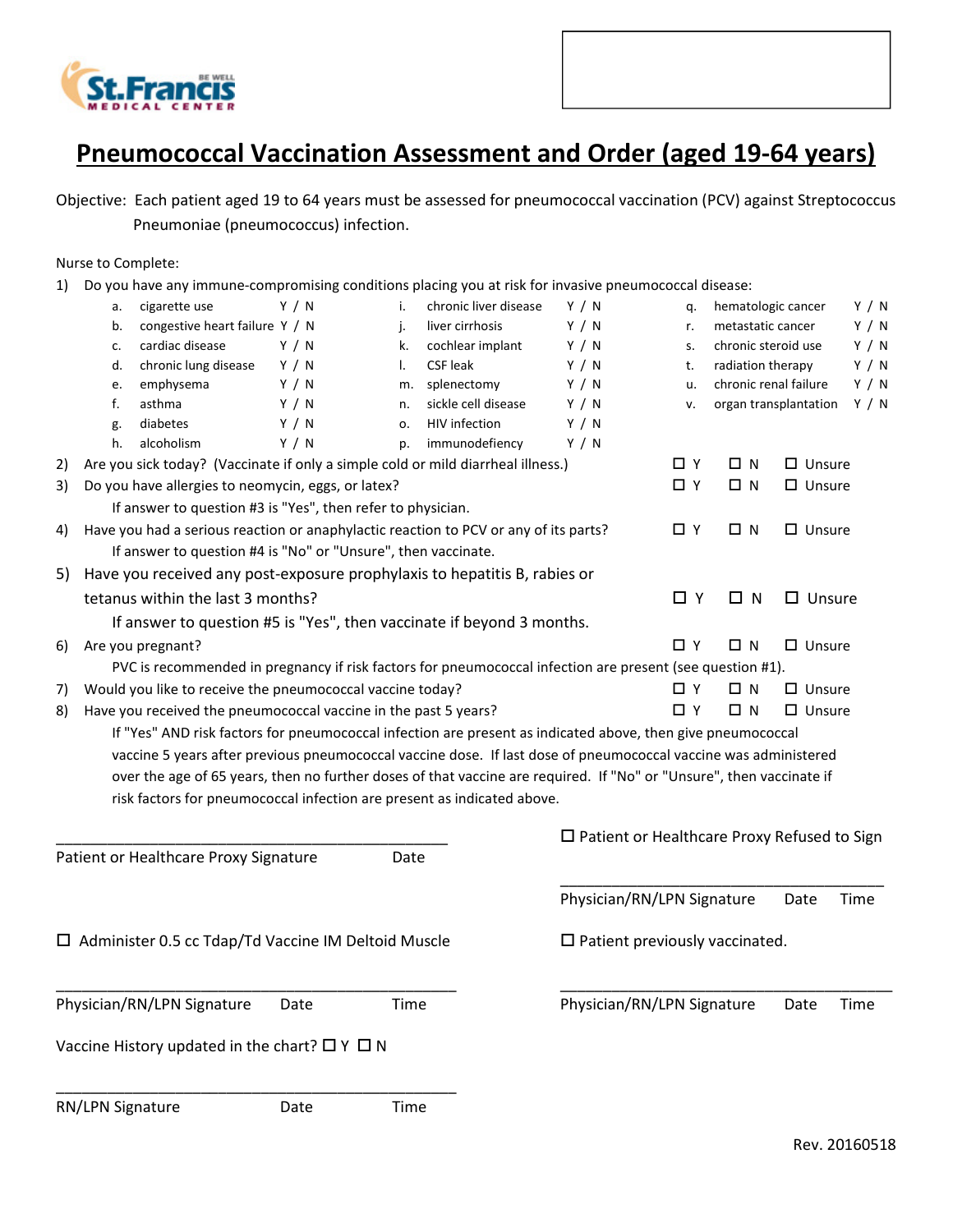St.Francis MEDICAL CENTER BE WELL

# Pneumococcal Vaccination Assessment and Order (aged 19-64 years)

Objective: Each patient aged 19 to 64 years must be assessed for pneumococcal vaccination (PCV) against Streptococcus Pneumoniae (pneumococcus) infection.

Nurse to Complete:

1) Do you have any immune-compromising conditions placing you at risk for invasive pneumococcal disease:

| | | | | | | | | |
|---|---|---|---|---|---|---|---|---|
| a. | cigarette use | Y / N | i. | chronic liver disease | Y / N | q. | hematologic cancer | Y / N |
| b. | congestive heart failure | Y / N | j. | liver cirrhosis | Y / N | r. | metastatic cancer | Y / N |
| c. | cardiac disease | Y / N | k. | cochlear implant | Y / N | s. | chronic steroid use | Y / N |
| d. | chronic lung disease | Y / N | l. | CSF leak | Y / N | t. | radiation therapy | Y / N |
| e. | emphysema | Y / N | m. | splenectomy | Y / N | u. | chronic renal failure | Y / N |
| f. | asthma | Y / N | n. | sickle cell disease | Y / N | v. | organ transplantation | Y / N |
| g. | diabetes | Y / N | o. | HIV infection | Y / N | | | |
| h. | alcoholism | Y / N | p. | immunodefiency | Y / N | | | |

2) Are you sick today? (Vaccinate if only a simple cold or mild diarrheal illness.) ☐ Y ☐ N ☐ Unsure

3) Do you have allergies to neomycin, eggs, or latex? ☐ Y ☐ N ☐ Unsure
   If answer to question #3 is "Yes", then refer to physician.

4) Have you had a serious reaction or anaphylactic reaction to PCV or any of its parts? ☐ Y ☐ N ☐ Unsure
   If answer to question #4 is "No" or "Unsure", then vaccinate.

5) Have you received any post-exposure prophylaxis to hepatitis B, rabies or tetanus within the last 3 months? ☐ Y ☐ N ☐ Unsure
   If answer to question #5 is "Yes", then vaccinate if beyond 3 months.

6) Are you pregnant? ☐ Y ☐ N ☐ Unsure
   PVC is recommended in pregnancy if risk factors for pneumococcal infection are present (see question #1).

7) Would you like to receive the pneumococcal vaccine today? ☐ Y ☐ N ☐ Unsure

8) Have you received the pneumococcal vaccine in the past 5 years? ☐ Y ☐ N ☐ Unsure
   If "Yes" AND risk factors for pneumococcal infection are present as indicated above, then give pneumococcal vaccine 5 years after previous pneumococcal vaccine dose. If last dose of pneumococcal vaccine was administered over the age of 65 years, then no further doses of that vaccine are required. If "No" or "Unsure", then vaccinate if risk factors for pneumococcal infection are present as indicated above.

______________________________________________
Patient or Healthcare Proxy Signature Date

☐ Patient or Healthcare Proxy Refused to Sign

______________________________________________
Physician/RN/LPN Signature Date Time

☐ Administer 0.5 cc Tdap/Td Vaccine IM Deltoid Muscle

______________________________________________
Physician/RN/LPN Signature Date Time

☐ Patient previously vaccinated.

______________________________________________
Physician/RN/LPN Signature Date Time

Vaccine History updated in the chart? ☐ Y ☐ N

______________________________________________
RN/LPN Signature Date Time

Rev. 20160518